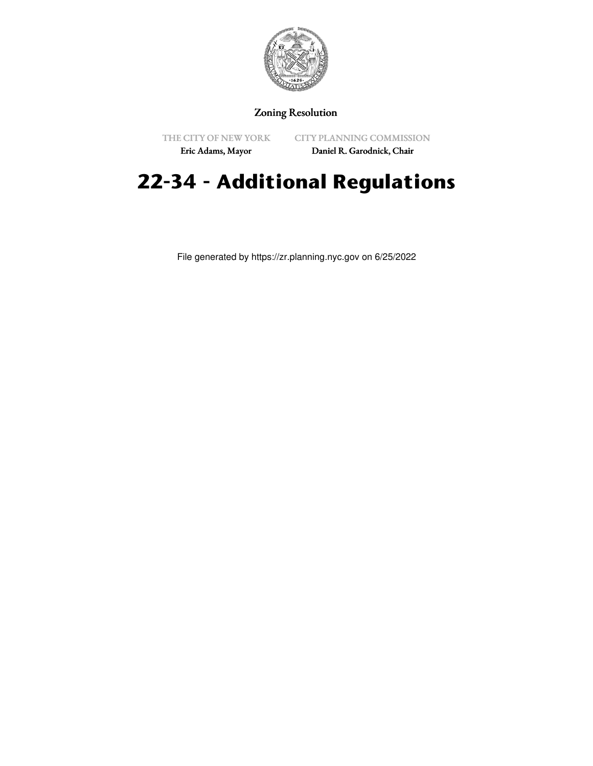Zoning Resolution

THE CITY OF NEW YORK

Eric Adams, Mayor

CITY PLANNING COMMISSION

Daniel R. Garodnick, Chair

# 22-34 - Additional Regulations

File generated by https://zr.planning.nyc.gov on 6/25/2022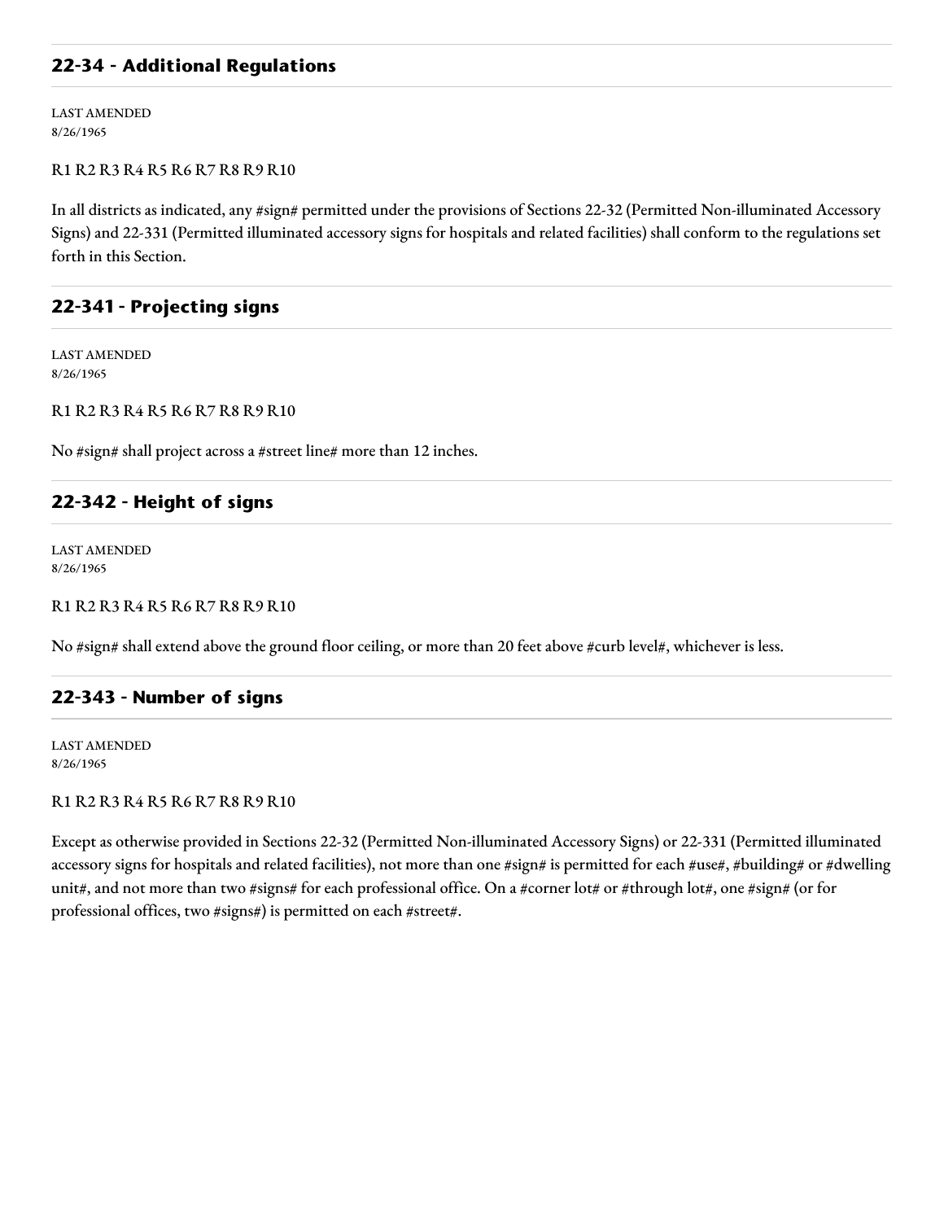## 22-34 - Additional Regulations

LAST AMENDED
8/26/1965

R1 R2 R3 R4 R5 R6 R7 R8 R9 R10

In all districts as indicated, any #sign# permitted under the provisions of Sections 22-32 (Permitted Non-illuminated Accessory Signs) and 22-331 (Permitted illuminated accessory signs for hospitals and related facilities) shall conform to the regulations set forth in this Section.

## 22-341 - Projecting signs

LAST AMENDED
8/26/1965

R1 R2 R3 R4 R5 R6 R7 R8 R9 R10

No #sign# shall project across a #street line# more than 12 inches.

## 22-342 - Height of signs

LAST AMENDED
8/26/1965

R1 R2 R3 R4 R5 R6 R7 R8 R9 R10

No #sign# shall extend above the ground floor ceiling, or more than 20 feet above #curb level#, whichever is less.

## 22-343 - Number of signs

LAST AMENDED
8/26/1965

R1 R2 R3 R4 R5 R6 R7 R8 R9 R10

Except as otherwise provided in Sections 22-32 (Permitted Non-illuminated Accessory Signs) or 22-331 (Permitted illuminated accessory signs for hospitals and related facilities), not more than one #sign# is permitted for each #use#, #building# or #dwelling unit#, and not more than two #signs# for each professional office. On a #corner lot# or #through lot#, one #sign# (or for professional offices, two #signs#) is permitted on each #street#.